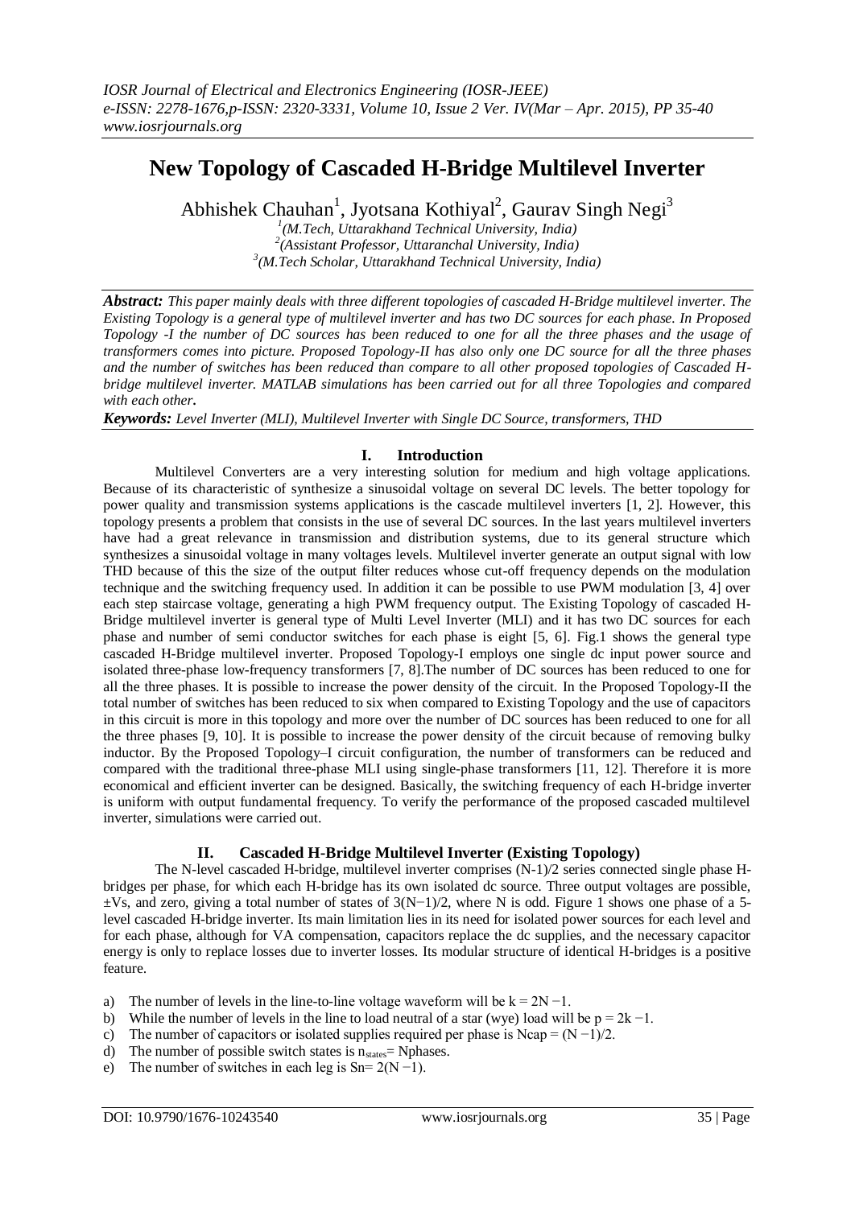# New Topology of Cascaded H-Bridge Multilevel Inverter

Abhishek Chauhan[1], Jyotsana Kothiyal[2], Gaurav Singh Negi[3]

[1](M.Tech, Uttarakhand Technical University, India)
[2](Assistant Professor, Uttaranchal University, India)
[3](M.Tech Scholar, Uttarakhand Technical University, India)

***Abstract:*** *This paper mainly deals with three different topologies of cascaded H-Bridge multilevel inverter. The Existing Topology is a general type of multilevel inverter and has two DC sources for each phase. In Proposed Topology -I the number of DC sources has been reduced to one for all the three phases and the usage of transformers comes into picture. Proposed Topology-II has also only one DC source for all the three phases and the number of switches has been reduced than compare to all other proposed topologies of Cascaded H-bridge multilevel inverter. MATLAB simulations has been carried out for all three Topologies and compared with each other.*

***Keywords:*** *Level Inverter (MLI), Multilevel Inverter with Single DC Source, transformers, THD*

## I. Introduction

Multilevel Converters are a very interesting solution for medium and high voltage applications. Because of its characteristic of synthesize a sinusoidal voltage on several DC levels. The better topology for power quality and transmission systems applications is the cascade multilevel inverters [1, 2]. However, this topology presents a problem that consists in the use of several DC sources. In the last years multilevel inverters have had a great relevance in transmission and distribution systems, due to its general structure which synthesizes a sinusoidal voltage in many voltages levels. Multilevel inverter generate an output signal with low THD because of this the size of the output filter reduces whose cut-off frequency depends on the modulation technique and the switching frequency used. In addition it can be possible to use PWM modulation [3, 4] over each step staircase voltage, generating a high PWM frequency output. The Existing Topology of cascaded H-Bridge multilevel inverter is general type of Multi Level Inverter (MLI) and it has two DC sources for each phase and number of semi conductor switches for each phase is eight [5, 6]. Fig.1 shows the general type cascaded H-Bridge multilevel inverter. Proposed Topology-I employs one single dc input power source and isolated three-phase low-frequency transformers [7, 8].The number of DC sources has been reduced to one for all the three phases. It is possible to increase the power density of the circuit. In the Proposed Topology-II the total number of switches has been reduced to six when compared to Existing Topology and the use of capacitors in this circuit is more in this topology and more over the number of DC sources has been reduced to one for all the three phases [9, 10]. It is possible to increase the power density of the circuit because of removing bulky inductor. By the Proposed Topology–I circuit configuration, the number of transformers can be reduced and compared with the traditional three-phase MLI using single-phase transformers [11, 12]. Therefore it is more economical and efficient inverter can be designed. Basically, the switching frequency of each H-bridge inverter is uniform with output fundamental frequency. To verify the performance of the proposed cascaded multilevel inverter, simulations were carried out.

## II. Cascaded H-Bridge Multilevel Inverter (Existing Topology)

The N-level cascaded H-bridge, multilevel inverter comprises (N-1)/2 series connected single phase H-bridges per phase, for which each H-bridge has its own isolated dc source. Three output voltages are possible, $\pm$Vs, and zero, giving a total number of states of $3(N-1)/2$, where N is odd. Figure 1 shows one phase of a 5-level cascaded H-bridge inverter. Its main limitation lies in its need for isolated power sources for each level and for each phase, although for VA compensation, capacitors replace the dc supplies, and the necessary capacitor energy is only to replace losses due to inverter losses. Its modular structure of identical H-bridges is a positive feature.

a) The number of levels in the line-to-line voltage waveform will be $k = 2N - 1$.
b) While the number of levels in the line to load neutral of a star (wye) load will be $p = 2k - 1$.
c) The number of capacitors or isolated supplies required per phase is $N_{cap} = (N - 1)/2$.
d) The number of possible switch states is $n_{states}$= Nphases.
e) The number of switches in each leg is $S_n = 2(N - 1)$.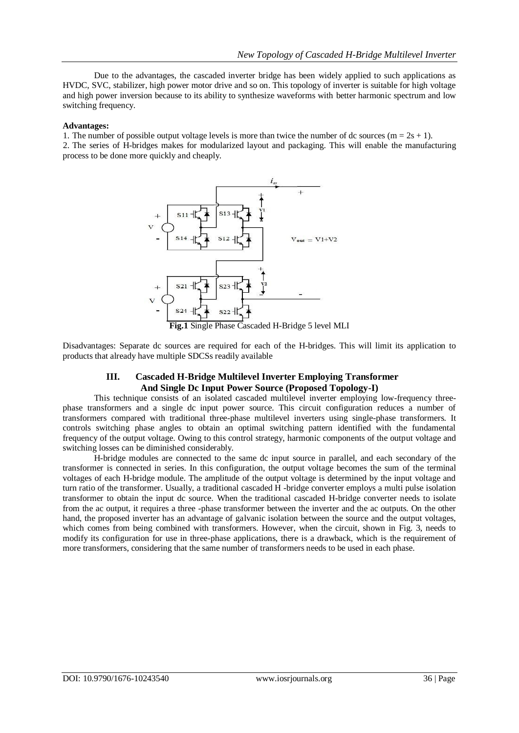Due to the advantages, the cascaded inverter bridge has been widely applied to such applications as HVDC, SVC, stabilizer, high power motor drive and so on. This topology of inverter is suitable for high voltage and high power inversion because to its ability to synthesize waveforms with better harmonic spectrum and low switching frequency.

**Advantages:**

1. The number of possible output voltage levels is more than twice the number of dc sources ($m = 2s + 1$).
2. The series of H-bridges makes for modularized layout and packaging. This will enable the manufacturing process to be done more quickly and cheaply.

**Fig.1** Single Phase Cascaded H-Bridge 5 level MLI

Disadvantages: Separate dc sources are required for each of the H-bridges. This will limit its application to products that already have multiple SDCSs readily available

## III. Cascaded H-Bridge Multilevel Inverter Employing Transformer And Single Dc Input Power Source (Proposed Topology-I)

This technique consists of an isolated cascaded multilevel inverter employing low-frequency three-phase transformers and a single dc input power source. This circuit configuration reduces a number of transformers compared with traditional three-phase multilevel inverters using single-phase transformers. It controls switching phase angles to obtain an optimal switching pattern identified with the fundamental frequency of the output voltage. Owing to this control strategy, harmonic components of the output voltage and switching losses can be diminished considerably.

H-bridge modules are connected to the same dc input source in parallel, and each secondary of the transformer is connected in series. In this configuration, the output voltage becomes the sum of the terminal voltages of each H-bridge module. The amplitude of the output voltage is determined by the input voltage and turn ratio of the transformer. Usually, a traditional cascaded H -bridge converter employs a multi pulse isolation transformer to obtain the input dc source. When the traditional cascaded H-bridge converter needs to isolate from the ac output, it requires a three -phase transformer between the inverter and the ac outputs. On the other hand, the proposed inverter has an advantage of galvanic isolation between the source and the output voltages, which comes from being combined with transformers. However, when the circuit, shown in Fig. 3, needs to modify its configuration for use in three-phase applications, there is a drawback, which is the requirement of more transformers, considering that the same number of transformers needs to be used in each phase.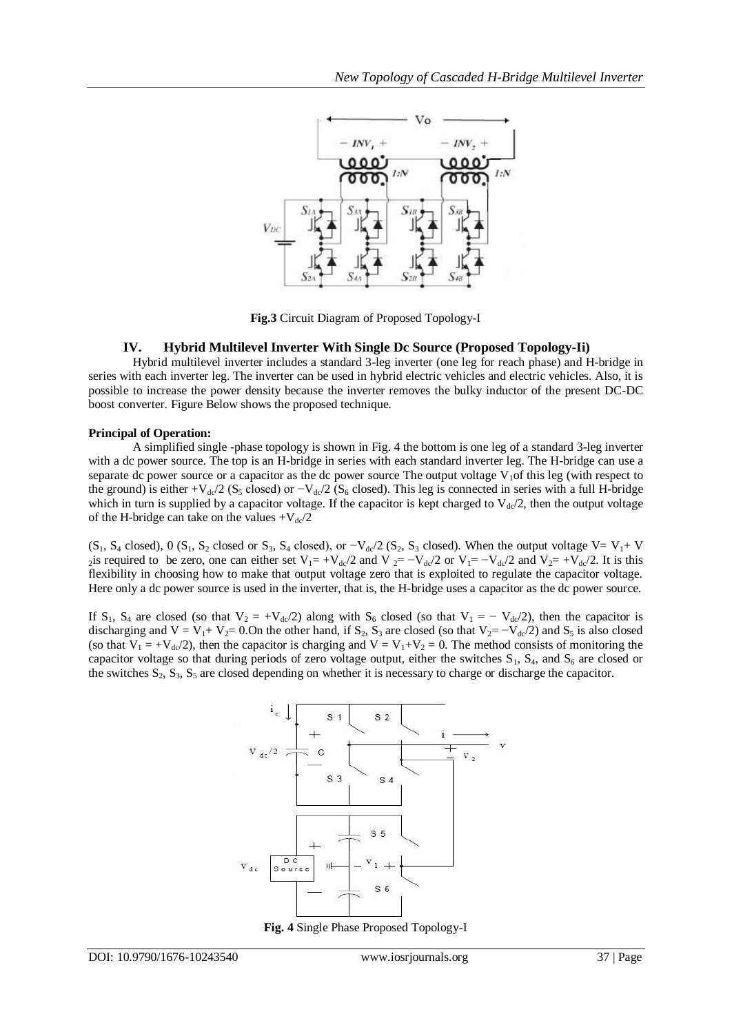**Fig.3** Circuit Diagram of Proposed Topology-I

## IV. Hybrid Multilevel Inverter With Single Dc Source (Proposed Topology-Ii)

Hybrid multilevel inverter includes a standard 3-leg inverter (one leg for reach phase) and H-bridge in series with each inverter leg. The inverter can be used in hybrid electric vehicles and electric vehicles. Also, it is possible to increase the power density because the inverter removes the bulky inductor of the present DC-DC boost converter. Figure Below shows the proposed technique.

**Principal of Operation:**

A simplified single -phase topology is shown in Fig. 4 the bottom is one leg of a standard 3-leg inverter with a dc power source. The top is an H-bridge in series with each standard inverter leg. The H-bridge can use a separate dc power source or a capacitor as the dc power source The output voltage $V_1$of this leg (with respect to the ground) is either $+V_{dc}/2$ ($S_5$ closed) or $-V_{dc}/2$ ($S_6$ closed). This leg is connected in series with a full H-bridge which in turn is supplied by a capacitor voltage. If the capacitor is kept charged to $V_{dc}/2$, then the output voltage of the H-bridge can take on the values $+V_{dc}/2$

($S_1$, $S_4$ closed), 0 ($S_1$, $S_2$ closed or $S_3$, $S_4$ closed), or $-V_{dc}/2$ ($S_2$, $S_3$ closed). When the output voltage $V= V_1+ V_2$is required to be zero, one can either set $V_1= +V_{dc}/2$ and $V_2= -V_{dc}/2$ or $V_1= -V_{dc}/2$ and $V_2= +V_{dc}/2$. It is this flexibility in choosing how to make that output voltage zero that is exploited to regulate the capacitor voltage. Here only a dc power source is used in the inverter, that is, the H-bridge uses a capacitor as the dc power source.

If $S_1$, $S_4$ are closed (so that $V_2 = +V_{dc}/2$) along with $S_6$ closed (so that $V_1 = - V_{dc}/2$), then the capacitor is discharging and $V = V_1+ V_2= 0$.On the other hand, if $S_2$, $S_3$ are closed (so that $V_2= -V_{dc}/2$) and $S_5$ is also closed (so that $V_1 = +V_{dc}/2$), then the capacitor is charging and $V = V_1+V_2 = 0$. The method consists of monitoring the capacitor voltage so that during periods of zero voltage output, either the switches $S_1$, $S_4$, and $S_6$ are closed or the switches $S_2$, $S_3$, $S_5$ are closed depending on whether it is necessary to charge or discharge the capacitor.

**Fig. 4** Single Phase Proposed Topology-I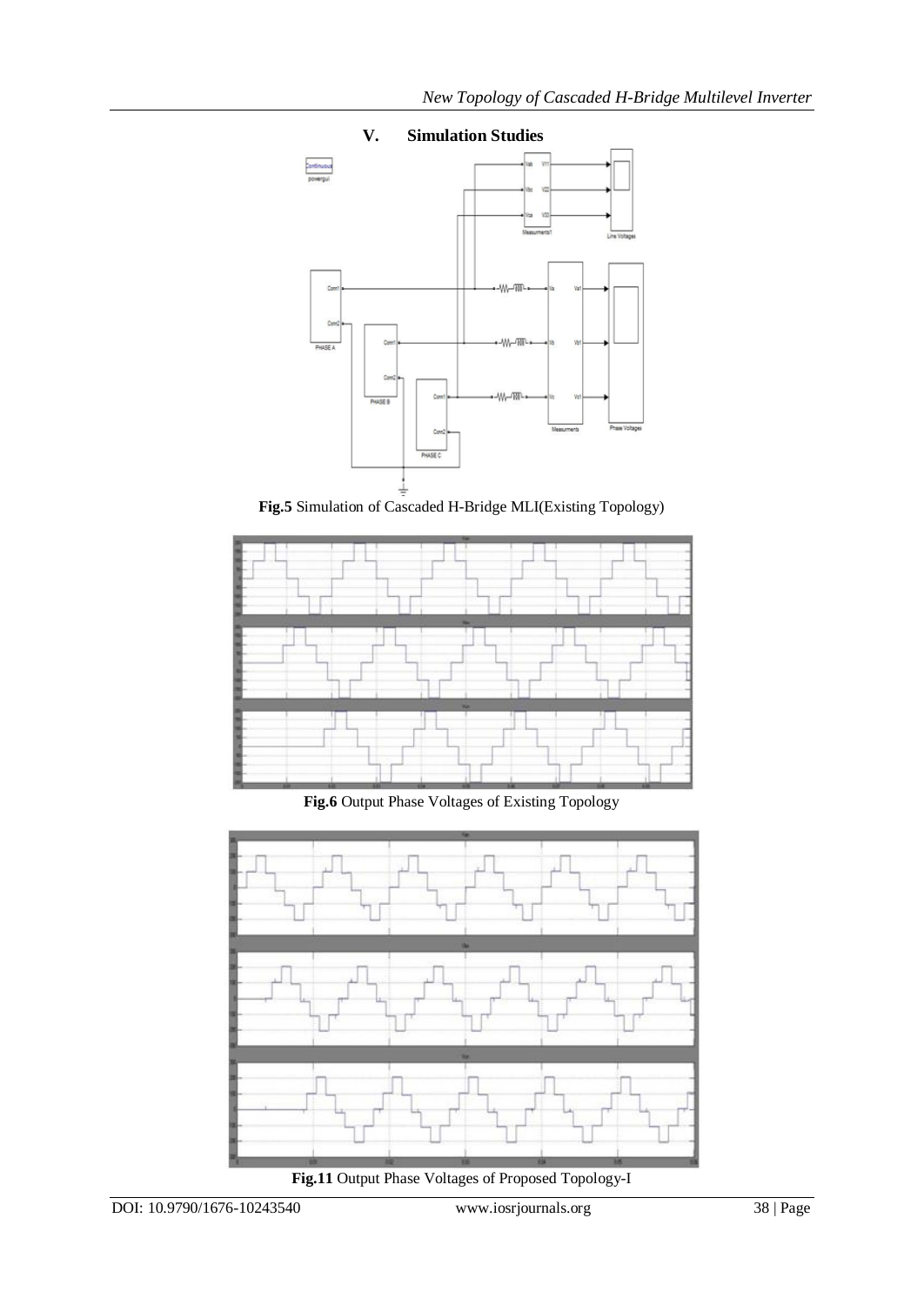## V. Simulation Studies

**Fig.5** Simulation of Cascaded H-Bridge MLI(Existing Topology)

**Fig.6** Output Phase Voltages of Existing Topology

**Fig.11** Output Phase Voltages of Proposed Topology-I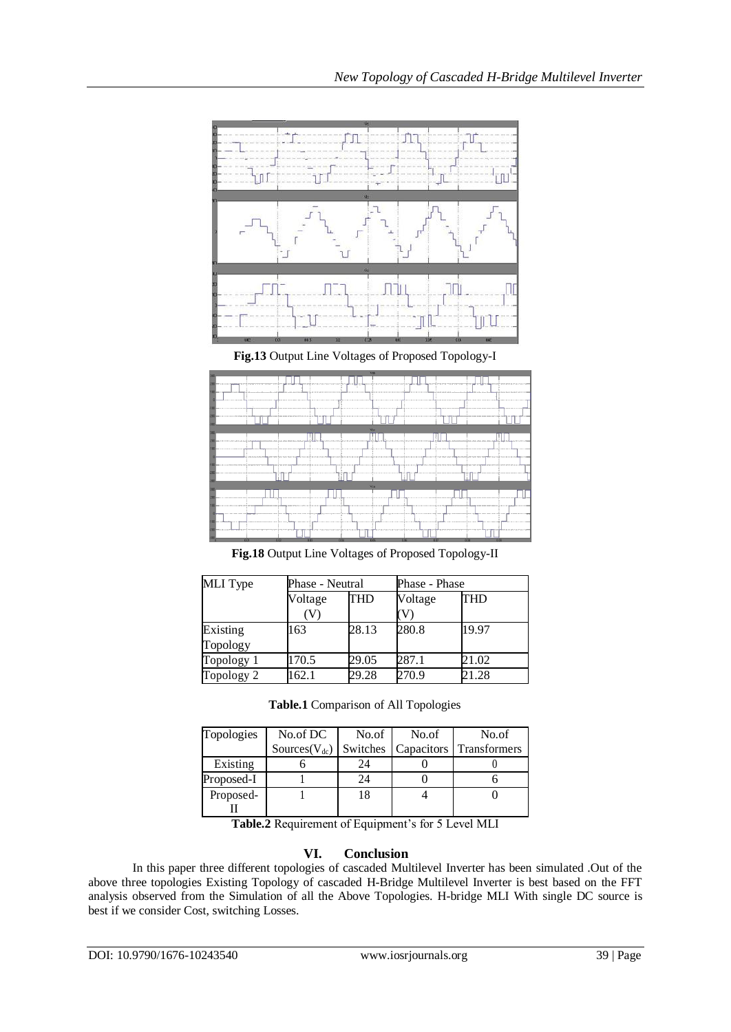**Fig.13** Output Line Voltages of Proposed Topology-I

**Fig.18** Output Line Voltages of Proposed Topology-II

| MLI Type | Phase - Neutral | | Phase - Phase | |
|---|---|---|---|---|
| | Voltage (V) | THD | Voltage (V) | THD |
| Existing Topology | 163 | 28.13 | 280.8 | 19.97 |
| Topology 1 | 170.5 | 29.05 | 287.1 | 21.02 |
| Topology 2 | 162.1 | 29.28 | 270.9 | 21.28 |

**Table.1** Comparison of All Topologies

| Topologies | No.of DC Sources($V_{dc}$) | No.of Switches | No.of Capacitors | No.of Transformers |
|---|---|---|---|---|
| Existing | 6 | 24 | 0 | 0 |
| Proposed-I | 1 | 24 | 0 | 6 |
| Proposed-II | 1 | 18 | 4 | 0 |

**Table.2** Requirement of Equipment's for 5 Level MLI

## VI. Conclusion

In this paper three different topologies of cascaded Multilevel Inverter has been simulated .Out of the above three topologies Existing Topology of cascaded H-Bridge Multilevel Inverter is best based on the FFT analysis observed from the Simulation of all the Above Topologies. H-bridge MLI With single DC source is best if we consider Cost, switching Losses.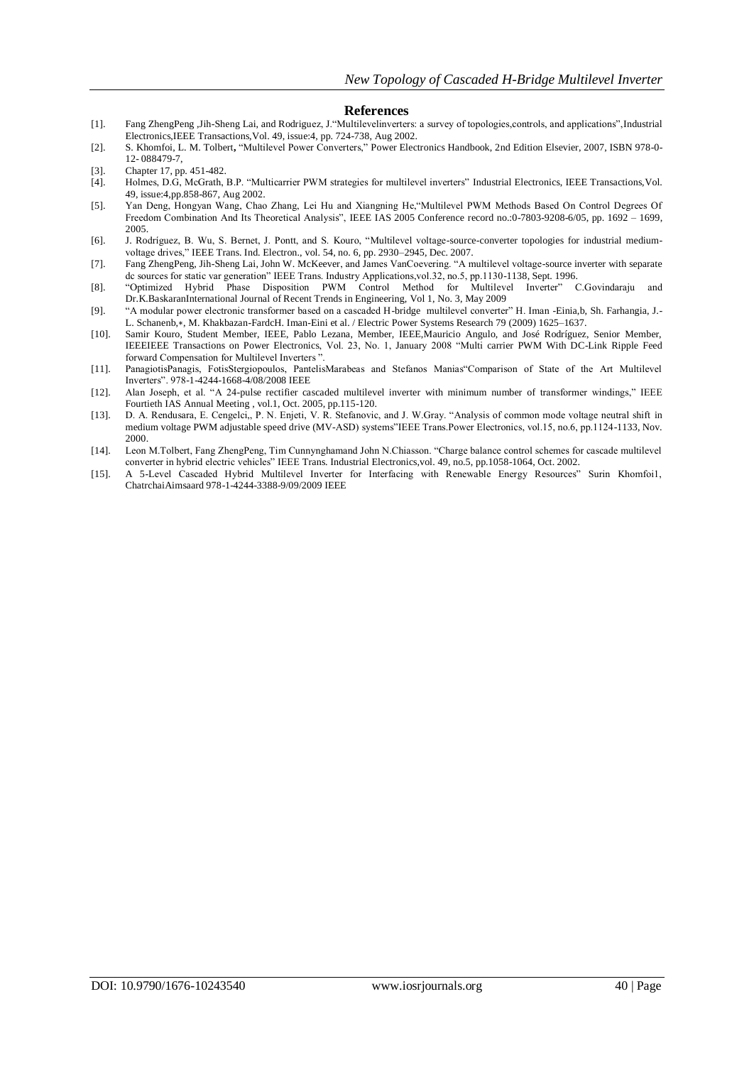## References

[1]. Fang ZhengPeng ,Jih-Sheng Lai, and Rodriguez, J."Multilevelinverters: a survey of topologies,controls, and applications",Industrial Electronics,IEEE Transactions,Vol. 49, issue:4, pp. 724-738, Aug 2002.

[2]. S. Khomfoi, L. M. Tolbert**,** "Multilevel Power Converters," Power Electronics Handbook, 2nd Edition Elsevier, 2007, ISBN 978-0-12- 088479-7,

[3]. Chapter 17, pp. 451-482.

[4]. Holmes, D.G, McGrath, B.P. "Multicarrier PWM strategies for multilevel inverters" Industrial Electronics, IEEE Transactions,Vol. 49, issue:4,pp.858-867, Aug 2002.

[5]. Yan Deng, Hongyan Wang, Chao Zhang, Lei Hu and Xiangning He,"Multilevel PWM Methods Based On Control Degrees Of Freedom Combination And Its Theoretical Analysis", IEEE IAS 2005 Conference record no.:0-7803-9208-6/05, pp. 1692 – 1699, 2005.

[6]. J. Rodríguez, B. Wu, S. Bernet, J. Pontt, and S. Kouro, "Multilevel voltage-source-converter topologies for industrial medium-voltage drives," IEEE Trans. Ind. Electron., vol. 54, no. 6, pp. 2930–2945, Dec. 2007.

[7]. Fang ZhengPeng, Jih-Sheng Lai, John W. McKeever, and James VanCoevering. "A multilevel voltage-source inverter with separate dc sources for static var generation" IEEE Trans. Industry Applications,vol.32, no.5, pp.1130-1138, Sept. 1996.

[8]. "Optimized Hybrid Phase Disposition PWM Control Method for Multilevel Inverter" C.Govindaraju and Dr.K.BaskaranInternational Journal of Recent Trends in Engineering, Vol 1, No. 3, May 2009

[9]. "A modular power electronic transformer based on a cascaded H-bridge multilevel converter" H. Iman -Einia,b, Sh. Farhangia, J.-L. Schanenb,∗, M. Khakbazan-FardcH. Iman-Eini et al. / Electric Power Systems Research 79 (2009) 1625–1637.

[10]. Samir Kouro, Student Member, IEEE, Pablo Lezana, Member, IEEE,Mauricio Angulo, and José Rodríguez, Senior Member, IEEEIEEE Transactions on Power Electronics, Vol. 23, No. 1, January 2008 "Multi carrier PWM With DC-Link Ripple Feed forward Compensation for Multilevel Inverters ".

[11]. PanagiotisPanagis, FotisStergiopoulos, PantelisMarabeas and Stefanos Manias"Comparison of State of the Art Multilevel Inverters". 978-1-4244-1668-4/08/2008 IEEE

[12]. Alan Joseph, et al. "A 24-pulse rectifier cascaded multilevel inverter with minimum number of transformer windings," IEEE Fourtieth IAS Annual Meeting , vol.1, Oct. 2005, pp.115-120.

[13]. D. A. Rendusara, E. Cengelci,, P. N. Enjeti, V. R. Stefanovic, and J. W.Gray. "Analysis of common mode voltage neutral shift in medium voltage PWM adjustable speed drive (MV-ASD) systems"IEEE Trans.Power Electronics, vol.15, no.6, pp.1124-1133, Nov. 2000.

[14]. Leon M.Tolbert, Fang ZhengPeng, Tim Cunnynghamand John N.Chiasson. "Charge balance control schemes for cascade multilevel converter in hybrid electric vehicles" IEEE Trans. Industrial Electronics,vol. 49, no.5, pp.1058-1064, Oct. 2002.

[15]. A 5-Level Cascaded Hybrid Multilevel Inverter for Interfacing with Renewable Energy Resources" Surin Khomfoi1, ChatrchaiAimsaard 978-1-4244-3388-9/09/2009 IEEE